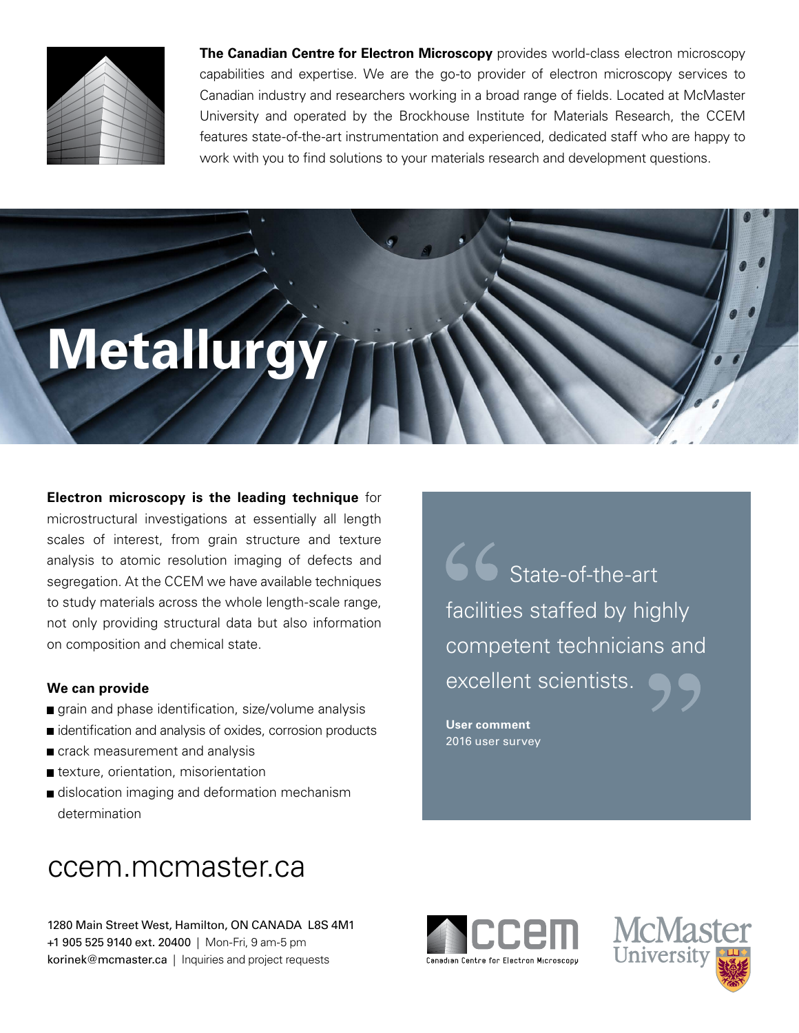**The Canadian Centre for Electron Microscopy** provides world-class electron microscopy capabilities and expertise. We are the go-to provider of electron microscopy services to Canadian industry and researchers working in a broad range of fields. Located at McMaster University and operated by the Brockhouse Institute for Materials Research, the CCEM features state-of-the-art instrumentation and experienced, dedicated staff who are happy to work with you to find solutions to your materials research and development questions.

# Metallurgy

**Electron microscopy is the leading technique** for microstructural investigations at essentially all length scales of interest, from grain structure and texture analysis to atomic resolution imaging of defects and segregation. At the CCEM we have available techniques to study materials across the whole length-scale range, not only providing structural data but also information on composition and chemical state.

**We can provide**

- grain and phase identification, size/volume analysis
- identification and analysis of oxides, corrosion products
- crack measurement and analysis
- texture, orientation, misorientation
- dislocation imaging and deformation mechanism determination

> “State-of-the-art facilities staffed by highly competent technicians and excellent scientists.”
>
> **User comment**
> 2016 user survey

ccem.mcmaster.ca

1280 Main Street West, Hamilton, ON CANADA L8S 4M1
+1 905 525 9140 ext. 20400 | Mon-Fri, 9 am-5 pm
korinek@mcmaster.ca | Inquiries and project requests

ccem Canadian Centre for Electron Microscopy

McMaster University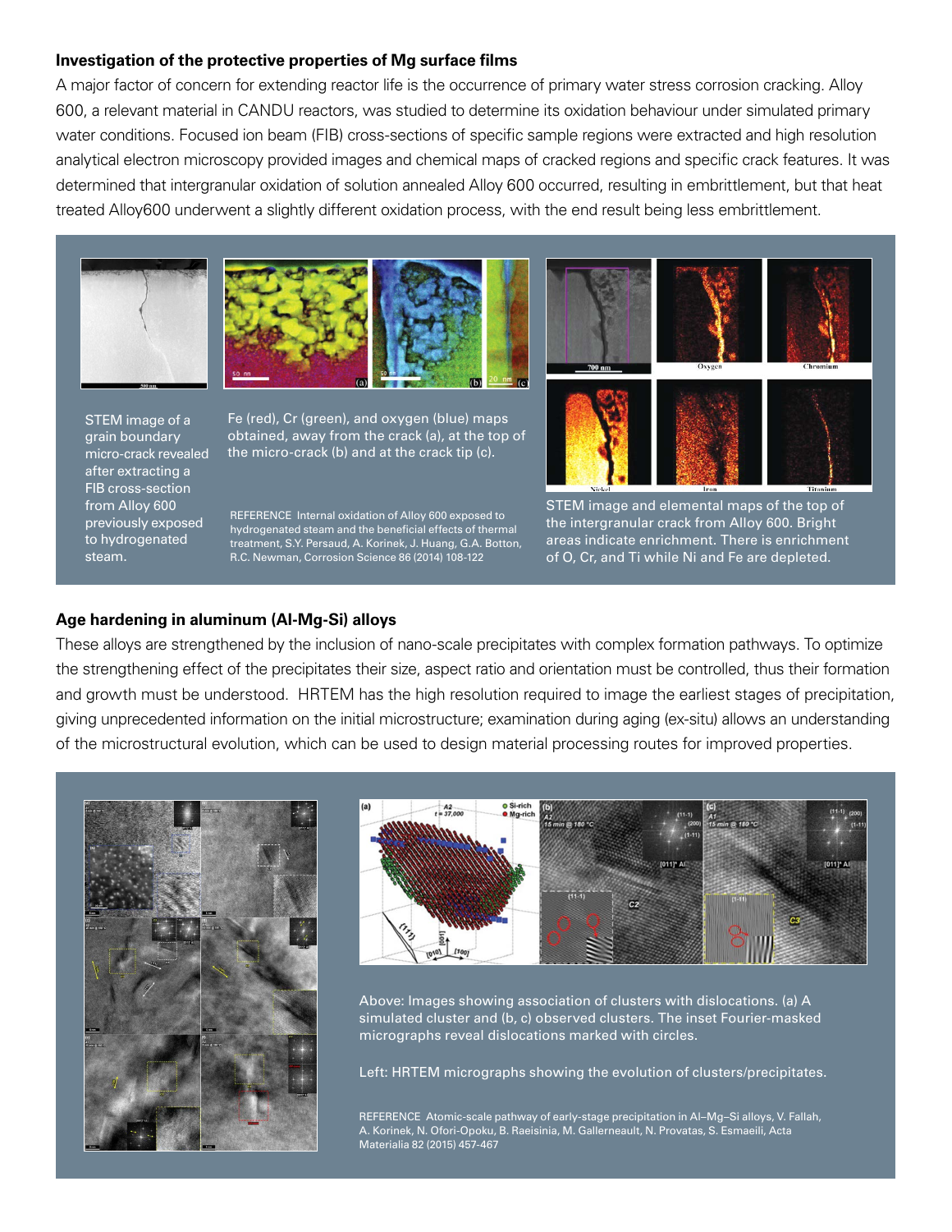### Investigation of the protective properties of Mg surface films

A major factor of concern for extending reactor life is the occurrence of primary water stress corrosion cracking. Alloy 600, a relevant material in CANDU reactors, was studied to determine its oxidation behaviour under simulated primary water conditions. Focused ion beam (FIB) cross-sections of specific sample regions were extracted and high resolution analytical electron microscopy provided images and chemical maps of cracked regions and specific crack features. It was determined that intergranular oxidation of solution annealed Alloy 600 occurred, resulting in embrittlement, but that heat treated Alloy600 underwent a slightly different oxidation process, with the end result being less embrittlement.

STEM image of a grain boundary micro-crack revealed after extracting a FIB cross-section from Alloy 600 previously exposed to hydrogenated steam.

Fe (red), Cr (green), and oxygen (blue) maps obtained, away from the crack (a), at the top of the micro-crack (b) and at the crack tip (c).

REFERENCE Internal oxidation of Alloy 600 exposed to hydrogenated steam and the beneficial effects of thermal treatment, S.Y. Persaud, A. Korinek, J. Huang, G.A. Botton, R.C. Newman, Corrosion Science 86 (2014) 108-122

STEM image and elemental maps of the top of the intergranular crack from Alloy 600. Bright areas indicate enrichment. There is enrichment of O, Cr, and Ti while Ni and Fe are depleted.

### Age hardening in aluminum (Al-Mg-Si) alloys

These alloys are strengthened by the inclusion of nano-scale precipitates with complex formation pathways. To optimize the strengthening effect of the precipitates their size, aspect ratio and orientation must be controlled, thus their formation and growth must be understood. HRTEM has the high resolution required to image the earliest stages of precipitation, giving unprecedented information on the initial microstructure; examination during aging (ex-situ) allows an understanding of the microstructural evolution, which can be used to design material processing routes for improved properties.

Above: Images showing association of clusters with dislocations. (a) A simulated cluster and (b, c) observed clusters. The inset Fourier-masked micrographs reveal dislocations marked with circles.

Left: HRTEM micrographs showing the evolution of clusters/precipitates.

REFERENCE Atomic-scale pathway of early-stage precipitation in Al–Mg–Si alloys, V. Fallah, A. Korinek, N. Ofori-Opoku, B. Raeisinia, M. Gallerneault, N. Provatas, S. Esmaeili, Acta Materialia 82 (2015) 457-467